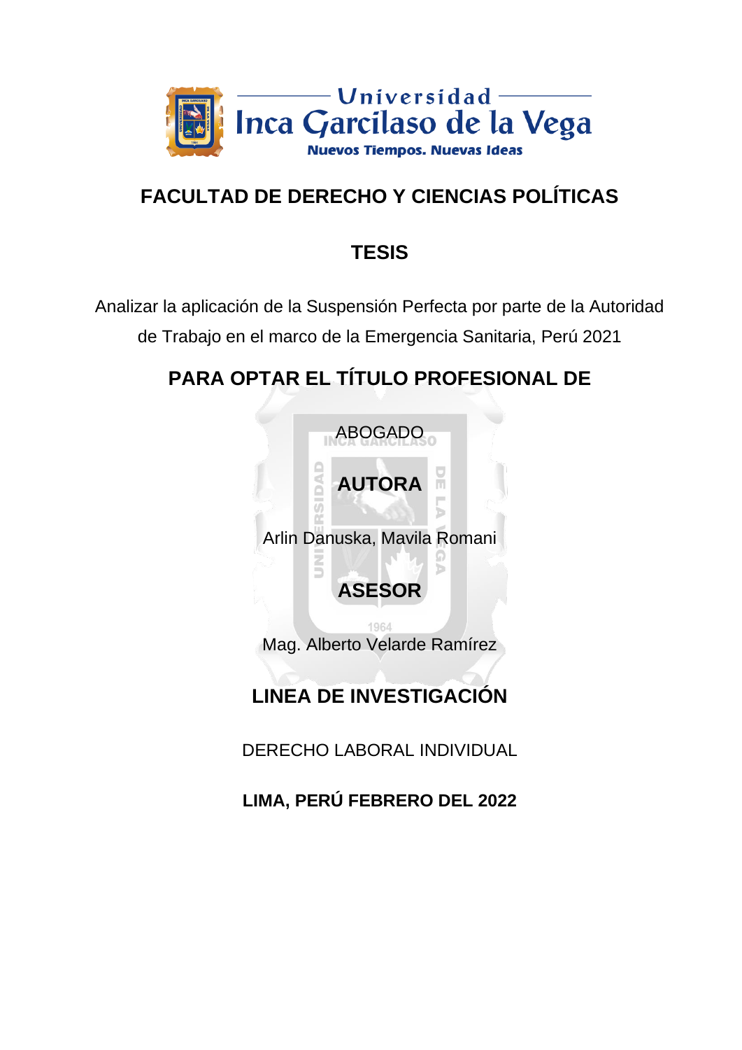Universidad Inca Garcilaso de la Vega

Nuevos Tiempos. Nuevas Ideas

# FACULTAD DE DERECHO Y CIENCIAS POLÍTICAS

## TESIS

Analizar la aplicación de la Suspensión Perfecta por parte de la Autoridad de Trabajo en el marco de la Emergencia Sanitaria, Perú 2021

## PARA OPTAR EL TÍTULO PROFESIONAL DE

ABOGADO

## AUTORA

Arlin Danuska, Mavila Romani

## ASESOR

Mag. Alberto Velarde Ramírez

## LINEA DE INVESTIGACIÓN

DERECHO LABORAL INDIVIDUAL

**LIMA, PERÚ FEBRERO DEL 2022**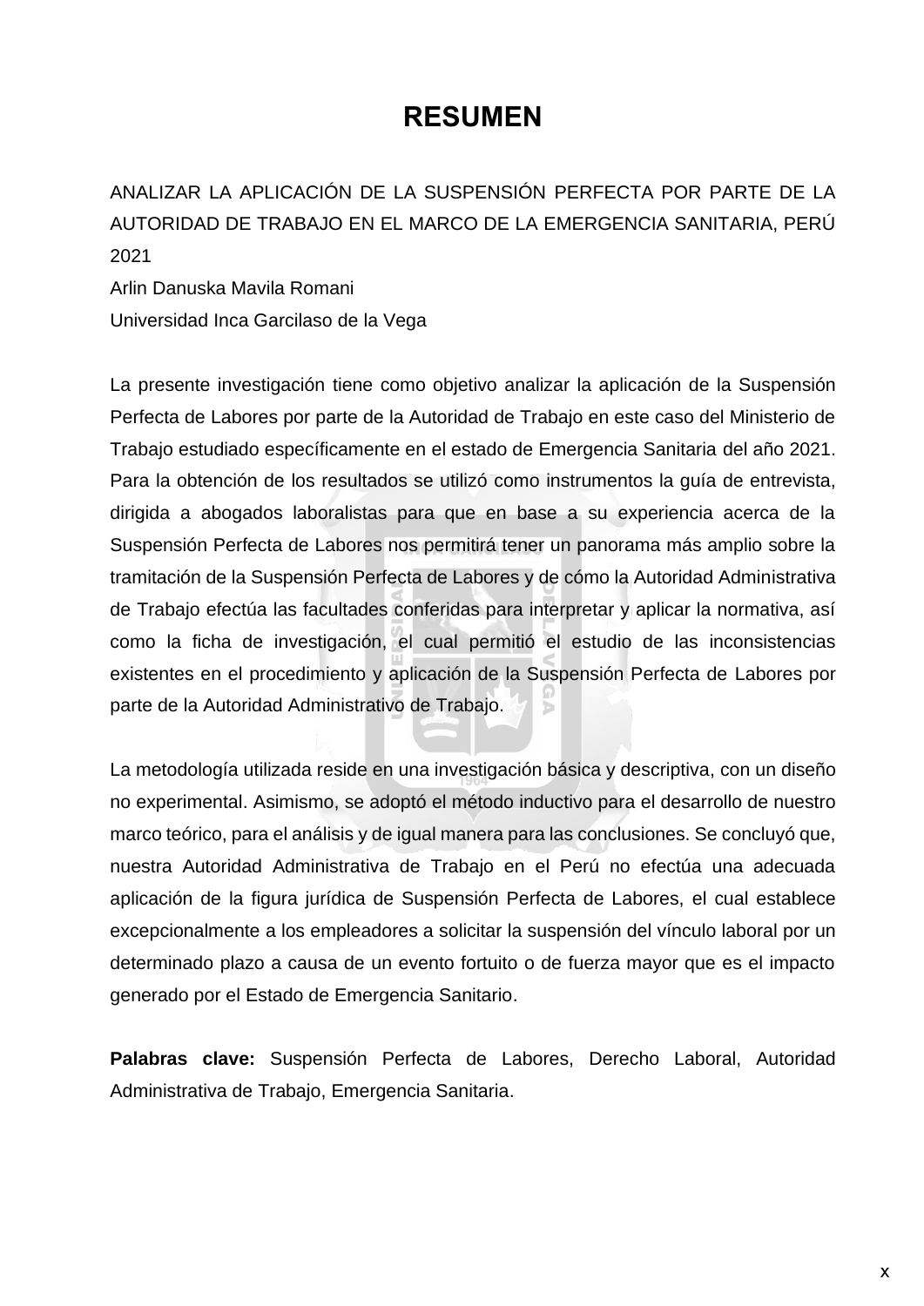# RESUMEN

ANALIZAR LA APLICACIÓN DE LA SUSPENSIÓN PERFECTA POR PARTE DE LA AUTORIDAD DE TRABAJO EN EL MARCO DE LA EMERGENCIA SANITARIA, PERÚ 2021

Arlin Danuska Mavila Romani

Universidad Inca Garcilaso de la Vega

La presente investigación tiene como objetivo analizar la aplicación de la Suspensión Perfecta de Labores por parte de la Autoridad de Trabajo en este caso del Ministerio de Trabajo estudiado específicamente en el estado de Emergencia Sanitaria del año 2021. Para la obtención de los resultados se utilizó como instrumentos la guía de entrevista, dirigida a abogados laboralistas para que en base a su experiencia acerca de la Suspensión Perfecta de Labores nos permitirá tener un panorama más amplio sobre la tramitación de la Suspensión Perfecta de Labores y de cómo la Autoridad Administrativa de Trabajo efectúa las facultades conferidas para interpretar y aplicar la normativa, así como la ficha de investigación, el cual permitió el estudio de las inconsistencias existentes en el procedimiento y aplicación de la Suspensión Perfecta de Labores por parte de la Autoridad Administrativo de Trabajo.

La metodología utilizada reside en una investigación básica y descriptiva, con un diseño no experimental. Asimismo, se adoptó el método inductivo para el desarrollo de nuestro marco teórico, para el análisis y de igual manera para las conclusiones. Se concluyó que, nuestra Autoridad Administrativa de Trabajo en el Perú no efectúa una adecuada aplicación de la figura jurídica de Suspensión Perfecta de Labores, el cual establece excepcionalmente a los empleadores a solicitar la suspensión del vínculo laboral por un determinado plazo a causa de un evento fortuito o de fuerza mayor que es el impacto generado por el Estado de Emergencia Sanitario.

**Palabras clave:** Suspensión Perfecta de Labores, Derecho Laboral, Autoridad Administrativa de Trabajo, Emergencia Sanitaria.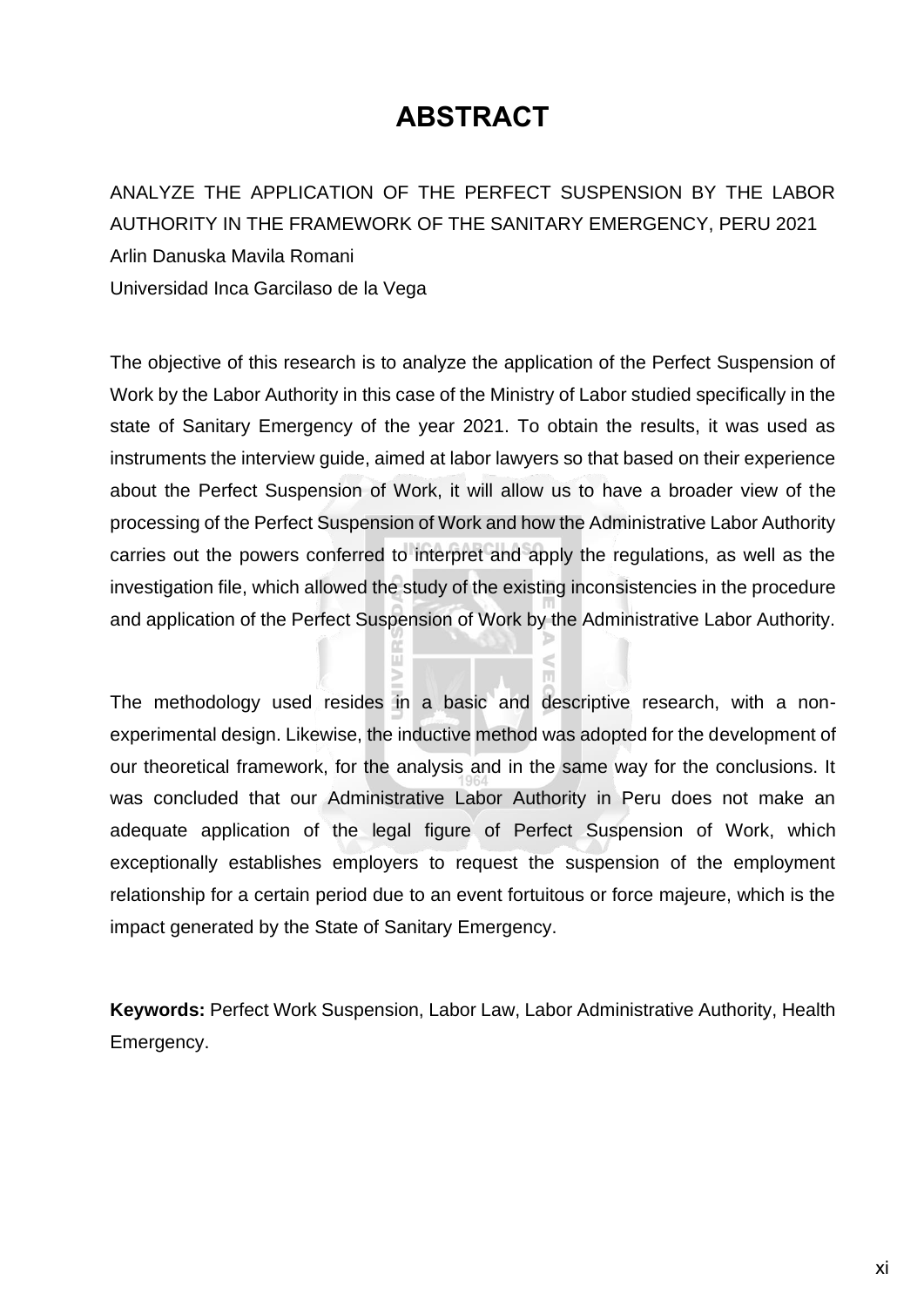# ABSTRACT

ANALYZE THE APPLICATION OF THE PERFECT SUSPENSION BY THE LABOR AUTHORITY IN THE FRAMEWORK OF THE SANITARY EMERGENCY, PERU 2021
Arlin Danuska Mavila Romani
Universidad Inca Garcilaso de la Vega

The objective of this research is to analyze the application of the Perfect Suspension of Work by the Labor Authority in this case of the Ministry of Labor studied specifically in the state of Sanitary Emergency of the year 2021. To obtain the results, it was used as instruments the interview guide, aimed at labor lawyers so that based on their experience about the Perfect Suspension of Work, it will allow us to have a broader view of the processing of the Perfect Suspension of Work and how the Administrative Labor Authority carries out the powers conferred to interpret and apply the regulations, as well as the investigation file, which allowed the study of the existing inconsistencies in the procedure and application of the Perfect Suspension of Work by the Administrative Labor Authority.

The methodology used resides in a basic and descriptive research, with a non-experimental design. Likewise, the inductive method was adopted for the development of our theoretical framework, for the analysis and in the same way for the conclusions. It was concluded that our Administrative Labor Authority in Peru does not make an adequate application of the legal figure of Perfect Suspension of Work, which exceptionally establishes employers to request the suspension of the employment relationship for a certain period due to an event fortuitous or force majeure, which is the impact generated by the State of Sanitary Emergency.

**Keywords:** Perfect Work Suspension, Labor Law, Labor Administrative Authority, Health Emergency.